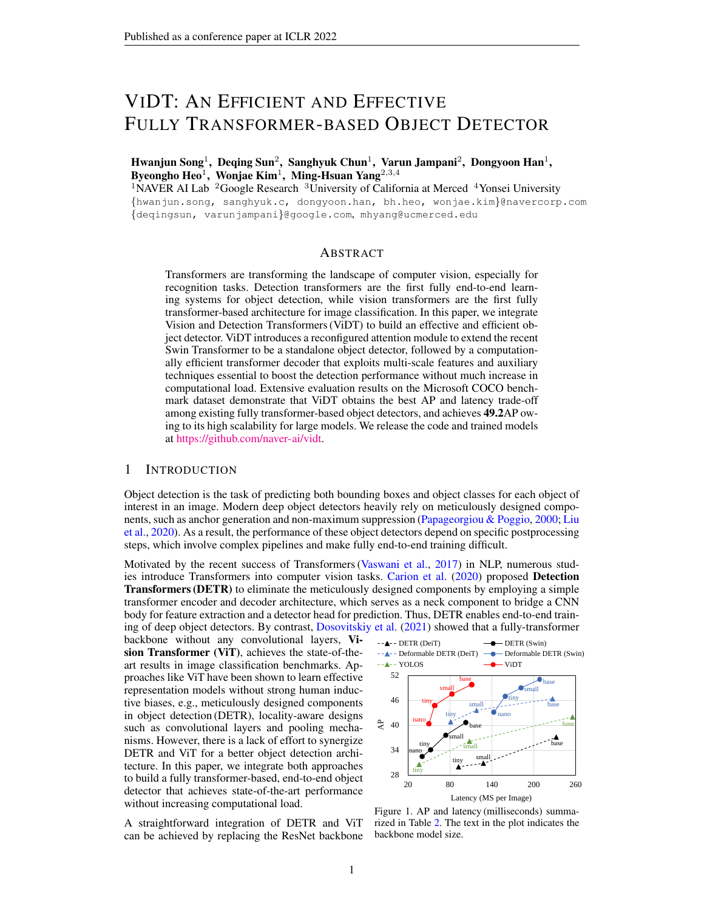# ViDT: An Efficient and Effective Fully Transformer-based Object Detector

**Hwanjun Song**[1], **Deqing Sun**[2], **Sanghyuk Chun**[1], **Varun Jampani**[2], **Dongyoon Han**[1], **Byeongho Heo**[1], **Wonjae Kim**[1], **Ming-Hsuan Yang**[2,3,4]

[1]NAVER AI Lab [2]Google Research [3]University of California at Merced [4]Yonsei University

{hwanjun.song, sanghyuk.c, dongyoon.han, bh.heo, wonjae.kim}@navercorp.com
{deqingsun, varunjampani}@google.com, mhyang@ucmerced.edu

## Abstract

Transformers are transforming the landscape of computer vision, especially for recognition tasks. Detection transformers are the first fully end-to-end learning systems for object detection, while vision transformers are the first fully transformer-based architecture for image classification. In this paper, we integrate Vision and Detection Transformers (ViDT) to build an effective and efficient object detector. ViDT introduces a reconfigured attention module to extend the recent Swin Transformer to be a standalone object detector, followed by a computationally efficient transformer decoder that exploits multi-scale features and auxiliary techniques essential to boost the detection performance without much increase in computational load. Extensive evaluation results on the Microsoft COCO benchmark dataset demonstrate that ViDT obtains the best AP and latency trade-off among existing fully transformer-based object detectors, and achieves **49.2**AP owing to its high scalability for large models. We release the code and trained models at https://github.com/naver-ai/vidt.

## 1 Introduction

Object detection is the task of predicting both bounding boxes and object classes for each object of interest in an image. Modern deep object detectors heavily rely on meticulously designed components, such as anchor generation and non-maximum suppression (Papageorgiou & Poggio, 2000; Liu et al., 2020). As a result, the performance of these object detectors depend on specific postprocessing steps, which involve complex pipelines and make fully end-to-end training difficult.

Motivated by the recent success of Transformers (Vaswani et al., 2017) in NLP, numerous studies introduce Transformers into computer vision tasks. Carion et al. (2020) proposed **Detection Transformers (DETR)** to eliminate the meticulously designed components by employing a simple transformer encoder and decoder architecture, which serves as a neck component to bridge a CNN body for feature extraction and a detector head for prediction. Thus, DETR enables end-to-end training of deep object detectors. By contrast, Dosovitskiy et al. (2021) showed that a fully-transformer backbone without any convolutional layers, **Vision Transformer (ViT)**, achieves the state-of-the-art results in image classification benchmarks. Approaches like ViT have been shown to learn effective representation models without strong human inductive biases, e.g., meticulously designed components in object detection (DETR), locality-aware designs such as convolutional layers and pooling mechanisms. However, there is a lack of effort to synergize DETR and ViT for a better object detection architecture. In this paper, we integrate both approaches to build a fully transformer-based, end-to-end object detector that achieves state-of-the-art performance without increasing computational load.

Figure 1. AP and latency (milliseconds) summarized in Table 2. The text in the plot indicates the backbone model size.

A straightforward integration of DETR and ViT can be achieved by replacing the ResNet backbone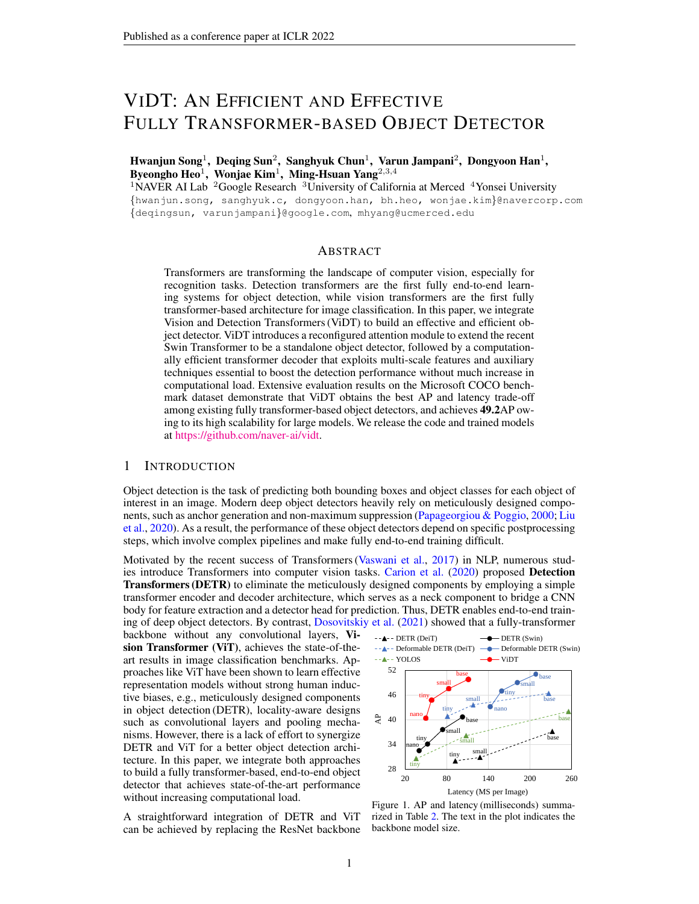# ViDT: An Efficient and Effective Fully Transformer-based Object Detector

**Hwanjun Song**[1], **Deqing Sun**[2], **Sanghyuk Chun**[1], **Varun Jampani**[2], **Dongyoon Han**[1], **Byeongho Heo**[1], **Wonjae Kim**[1], **Ming-Hsuan Yang**[2,3,4]

[1]NAVER AI Lab [2]Google Research [3]University of California at Merced [4]Yonsei University

{hwanjun.song, sanghyuk.c, dongyoon.han, bh.heo, wonjae.kim}@navercorp.com
{deqingsun, varunjampani}@google.com, mhyang@ucmerced.edu

## Abstract

Transformers are transforming the landscape of computer vision, especially for recognition tasks. Detection transformers are the first fully end-to-end learning systems for object detection, while vision transformers are the first fully transformer-based architecture for image classification. In this paper, we integrate Vision and Detection Transformers (ViDT) to build an effective and efficient object detector. ViDT introduces a reconfigured attention module to extend the recent Swin Transformer to be a standalone object detector, followed by a computationally efficient transformer decoder that exploits multi-scale features and auxiliary techniques essential to boost the detection performance without much increase in computational load. Extensive evaluation results on the Microsoft COCO benchmark dataset demonstrate that ViDT obtains the best AP and latency trade-off among existing fully transformer-based object detectors, and achieves **49.2**AP owing to its high scalability for large models. We release the code and trained models at https://github.com/naver-ai/vidt.

## 1 Introduction

Object detection is the task of predicting both bounding boxes and object classes for each object of interest in an image. Modern deep object detectors heavily rely on meticulously designed components, such as anchor generation and non-maximum suppression (Papageorgiou & Poggio, 2000; Liu et al., 2020). As a result, the performance of these object detectors depend on specific postprocessing steps, which involve complex pipelines and make fully end-to-end training difficult.

Motivated by the recent success of Transformers (Vaswani et al., 2017) in NLP, numerous studies introduce Transformers into computer vision tasks. Carion et al. (2020) proposed **Detection Transformers (DETR)** to eliminate the meticulously designed components by employing a simple transformer encoder and decoder architecture, which serves as a neck component to bridge a CNN body for feature extraction and a detector head for prediction. Thus, DETR enables end-to-end training of deep object detectors. By contrast, Dosovitskiy et al. (2021) showed that a fully-transformer backbone without any convolutional layers, **Vision Transformer (ViT)**, achieves the state-of-the-art results in image classification benchmarks. Approaches like ViT have been shown to learn effective representation models without strong human inductive biases, e.g., meticulously designed components in object detection (DETR), locality-aware designs such as convolutional layers and pooling mechanisms. However, there is a lack of effort to synergize DETR and ViT for a better object detection architecture. In this paper, we integrate both approaches to build a fully transformer-based, end-to-end object detector that achieves state-of-the-art performance without increasing computational load.

Figure 1. AP and latency (milliseconds) summarized in Table 2. The text in the plot indicates the backbone model size.

A straightforward integration of DETR and ViT can be achieved by replacing the ResNet backbone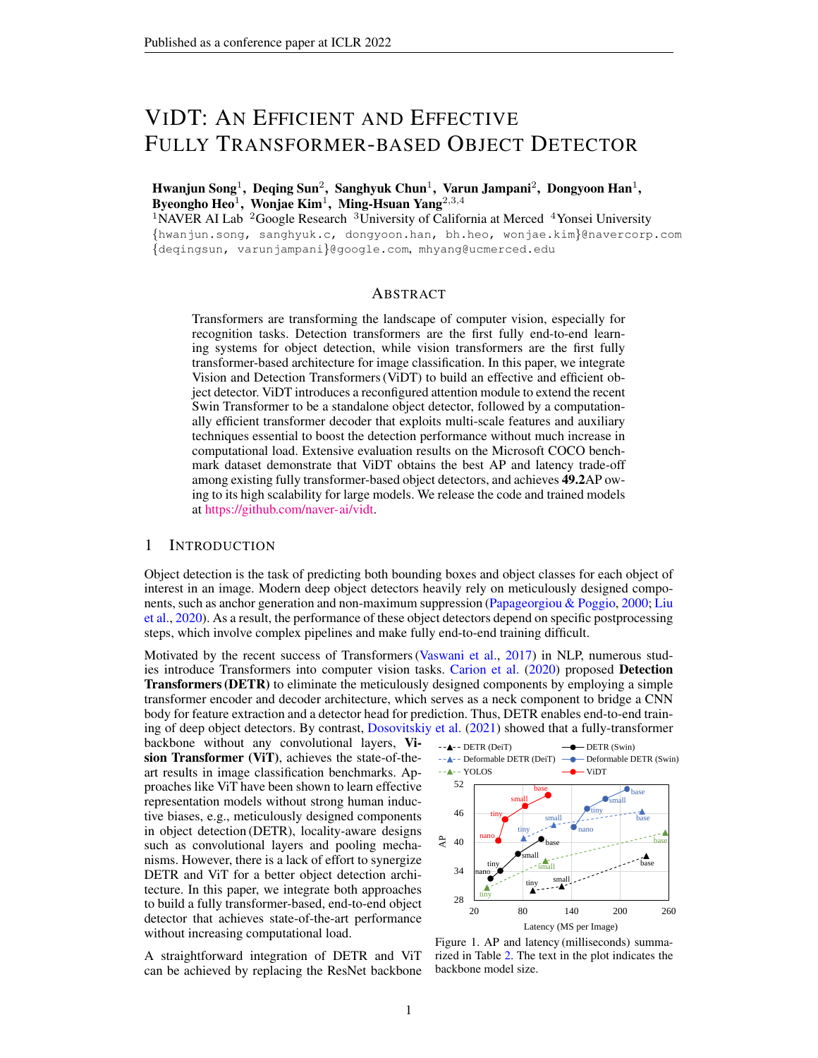# VIDT: AN EFFICIENT AND EFFECTIVE FULLY TRANSFORMER-BASED OBJECT DETECTOR

**Hwanjun Song**[1], **Deqing Sun**[2], **Sanghyuk Chun**[1], **Varun Jampani**[2], **Dongyoon Han**[1], **Byeongho Heo**[1], **Wonjae Kim**[1], **Ming-Hsuan Yang**[2,3,4]

[1]NAVER AI Lab [2]Google Research [3]University of California at Merced [4]Yonsei University

{hwanjun.song, sanghyuk.c, dongyoon.han, bh.heo, wonjae.kim}@navercorp.com
{deqingsun, varunjampani}@google.com, mhyang@ucmerced.edu

## ABSTRACT

Transformers are transforming the landscape of computer vision, especially for recognition tasks. Detection transformers are the first fully end-to-end learning systems for object detection, while vision transformers are the first fully transformer-based architecture for image classification. In this paper, we integrate Vision and Detection Transformers (ViDT) to build an effective and efficient object detector. ViDT introduces a reconfigured attention module to extend the recent Swin Transformer to be a standalone object detector, followed by a computationally efficient transformer decoder that exploits multi-scale features and auxiliary techniques essential to boost the detection performance without much increase in computational load. Extensive evaluation results on the Microsoft COCO benchmark dataset demonstrate that ViDT obtains the best AP and latency trade-off among existing fully transformer-based object detectors, and achieves **49.2**AP owing to its high scalability for large models. We release the code and trained models at https://github.com/naver-ai/vidt.

## 1 INTRODUCTION

Object detection is the task of predicting both bounding boxes and object classes for each object of interest in an image. Modern deep object detectors heavily rely on meticulously designed components, such as anchor generation and non-maximum suppression (Papageorgiou & Poggio, 2000; Liu et al., 2020). As a result, the performance of these object detectors depend on specific postprocessing steps, which involve complex pipelines and make fully end-to-end training difficult.

Motivated by the recent success of Transformers (Vaswani et al., 2017) in NLP, numerous studies introduce Transformers into computer vision tasks. Carion et al. (2020) proposed **Detection Transformers (DETR)** to eliminate the meticulously designed components by employing a simple transformer encoder and decoder architecture, which serves as a neck component to bridge a CNN body for feature extraction and a detector head for prediction. Thus, DETR enables end-to-end training of deep object detectors. By contrast, Dosovitskiy et al. (2021) showed that a fully-transformer backbone without any convolutional layers, **Vision Transformer (ViT)**, achieves the state-of-the-art results in image classification benchmarks. Approaches like ViT have been shown to learn effective representation models without strong human inductive biases, e.g., meticulously designed components in object detection (DETR), locality-aware designs such as convolutional layers and pooling mechanisms. However, there is a lack of effort to synergize DETR and ViT for a better object detection architecture. In this paper, we integrate both approaches to build a fully transformer-based, end-to-end object detector that achieves state-of-the-art performance without increasing computational load.

Figure 1. AP and latency (milliseconds) summarized in Table 2. The text in the plot indicates the backbone model size.

A straightforward integration of DETR and ViT can be achieved by replacing the ResNet backbone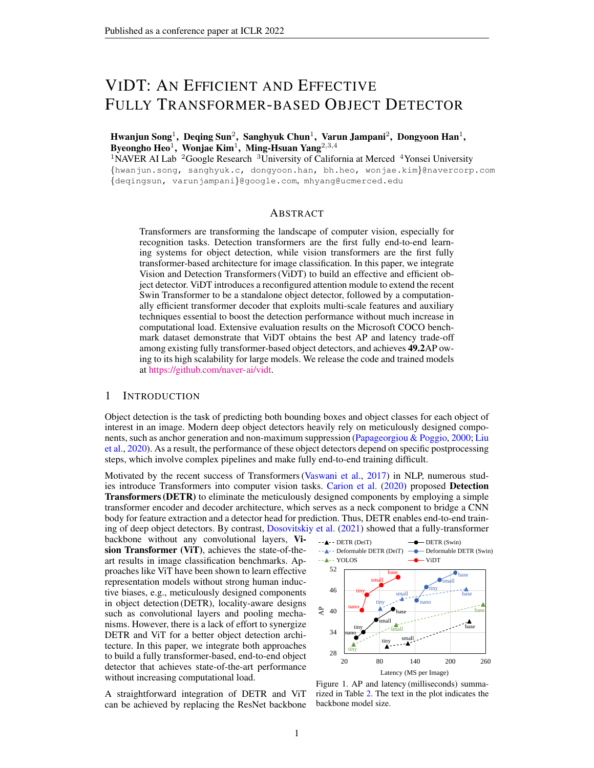# ViDT: An Efficient and Effective Fully Transformer-based Object Detector

**Hwanjun Song**[1], **Deqing Sun**[2], **Sanghyuk Chun**[1], **Varun Jampani**[2], **Dongyoon Han**[1], **Byeongho Heo**[1], **Wonjae Kim**[1], **Ming-Hsuan Yang**[2,3,4]

[1]NAVER AI Lab [2]Google Research [3]University of California at Merced [4]Yonsei University

{hwanjun.song, sanghyuk.c, dongyoon.han, bh.heo, wonjae.kim}@navercorp.com
{deqingsun, varunjampani}@google.com, mhyang@ucmerced.edu

## Abstract

Transformers are transforming the landscape of computer vision, especially for recognition tasks. Detection transformers are the first fully end-to-end learning systems for object detection, while vision transformers are the first fully transformer-based architecture for image classification. In this paper, we integrate Vision and Detection Transformers (ViDT) to build an effective and efficient object detector. ViDT introduces a reconfigured attention module to extend the recent Swin Transformer to be a standalone object detector, followed by a computationally efficient transformer decoder that exploits multi-scale features and auxiliary techniques essential to boost the detection performance without much increase in computational load. Extensive evaluation results on the Microsoft COCO benchmark dataset demonstrate that ViDT obtains the best AP and latency trade-off among existing fully transformer-based object detectors, and achieves **49.2**AP owing to its high scalability for large models. We release the code and trained models at https://github.com/naver-ai/vidt.

## 1 Introduction

Object detection is the task of predicting both bounding boxes and object classes for each object of interest in an image. Modern deep object detectors heavily rely on meticulously designed components, such as anchor generation and non-maximum suppression (Papageorgiou & Poggio, 2000; Liu et al., 2020). As a result, the performance of these object detectors depend on specific postprocessing steps, which involve complex pipelines and make fully end-to-end training difficult.

Motivated by the recent success of Transformers (Vaswani et al., 2017) in NLP, numerous studies introduce Transformers into computer vision tasks. Carion et al. (2020) proposed **Detection Transformers (DETR)** to eliminate the meticulously designed components by employing a simple transformer encoder and decoder architecture, which serves as a neck component to bridge a CNN body for feature extraction and a detector head for prediction. Thus, DETR enables end-to-end training of deep object detectors. By contrast, Dosovitskiy et al. (2021) showed that a fully-transformer backbone without any convolutional layers, **Vision Transformer (ViT)**, achieves the state-of-the-art results in image classification benchmarks. Approaches like ViT have been shown to learn effective representation models without strong human inductive biases, e.g., meticulously designed components in object detection (DETR), locality-aware designs such as convolutional layers and pooling mechanisms. However, there is a lack of effort to synergize DETR and ViT for a better object detection architecture. In this paper, we integrate both approaches to build a fully transformer-based, end-to-end object detector that achieves state-of-the-art performance without increasing computational load.

Figure 1. AP and latency (milliseconds) summarized in Table 2. The text in the plot indicates the backbone model size.

A straightforward integration of DETR and ViT can be achieved by replacing the ResNet backbone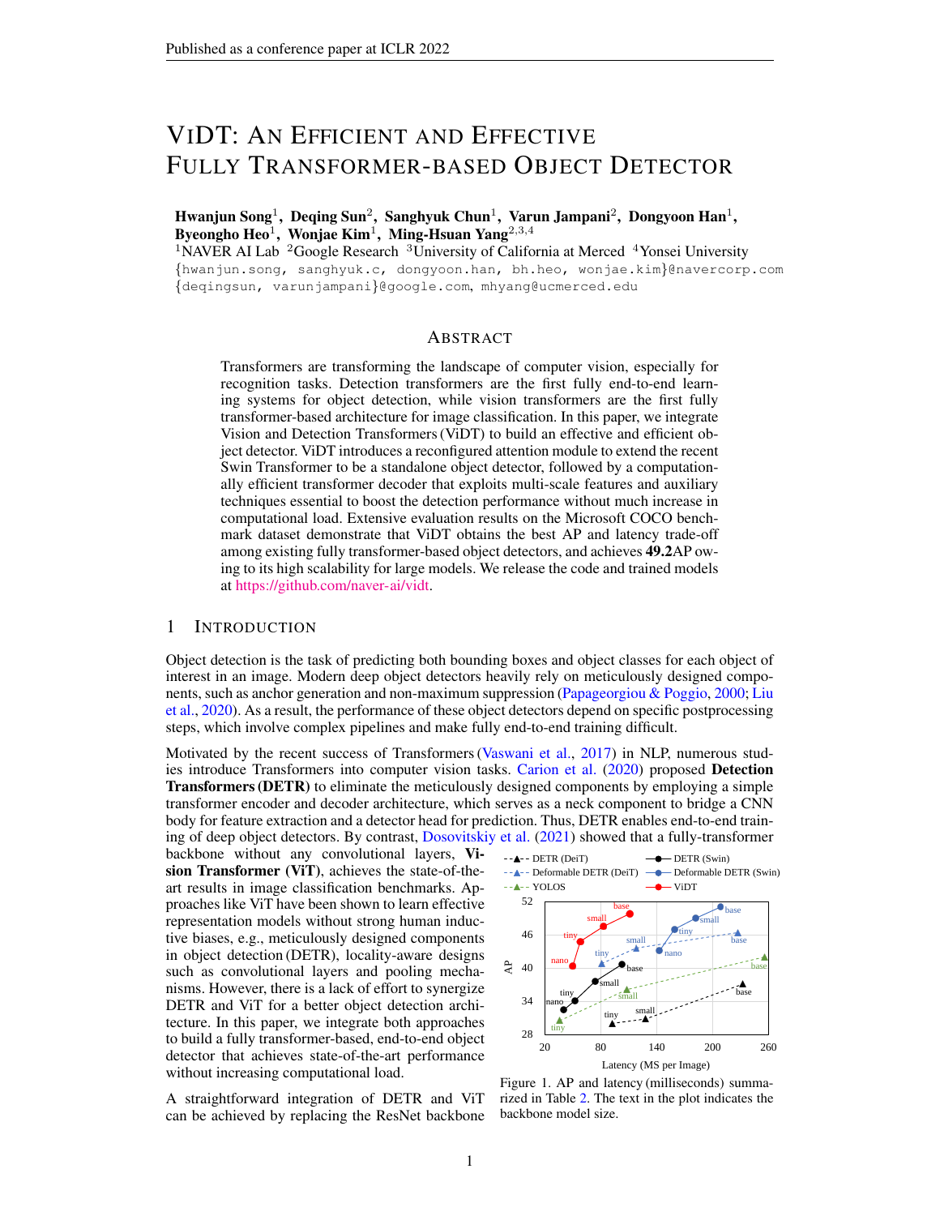# ViDT: An Efficient and Effective Fully Transformer-based Object Detector

**Hwanjun Song**[1], **Deqing Sun**[2], **Sanghyuk Chun**[1], **Varun Jampani**[2], **Dongyoon Han**[1], **Byeongho Heo**[1], **Wonjae Kim**[1], **Ming-Hsuan Yang**[2,3,4]

[1]NAVER AI Lab [2]Google Research [3]University of California at Merced [4]Yonsei University

{hwanjun.song, sanghyuk.c, dongyoon.han, bh.heo, wonjae.kim}@navercorp.com
{deqingsun, varunjampani}@google.com, mhyang@ucmerced.edu

## Abstract

Transformers are transforming the landscape of computer vision, especially for recognition tasks. Detection transformers are the first fully end-to-end learning systems for object detection, while vision transformers are the first fully transformer-based architecture for image classification. In this paper, we integrate Vision and Detection Transformers (ViDT) to build an effective and efficient object detector. ViDT introduces a reconfigured attention module to extend the recent Swin Transformer to be a standalone object detector, followed by a computationally efficient transformer decoder that exploits multi-scale features and auxiliary techniques essential to boost the detection performance without much increase in computational load. Extensive evaluation results on the Microsoft COCO benchmark dataset demonstrate that ViDT obtains the best AP and latency trade-off among existing fully transformer-based object detectors, and achieves **49.2**AP owing to its high scalability for large models. We release the code and trained models at https://github.com/naver-ai/vidt.

## 1 Introduction

Object detection is the task of predicting both bounding boxes and object classes for each object of interest in an image. Modern deep object detectors heavily rely on meticulously designed components, such as anchor generation and non-maximum suppression (Papageorgiou & Poggio, 2000; Liu et al., 2020). As a result, the performance of these object detectors depend on specific postprocessing steps, which involve complex pipelines and make fully end-to-end training difficult.

Motivated by the recent success of Transformers (Vaswani et al., 2017) in NLP, numerous studies introduce Transformers into computer vision tasks. Carion et al. (2020) proposed **Detection Transformers (DETR)** to eliminate the meticulously designed components by employing a simple transformer encoder and decoder architecture, which serves as a neck component to bridge a CNN body for feature extraction and a detector head for prediction. Thus, DETR enables end-to-end training of deep object detectors. By contrast, Dosovitskiy et al. (2021) showed that a fully-transformer backbone without any convolutional layers, **Vision Transformer (ViT)**, achieves the state-of-the-art results in image classification benchmarks. Approaches like ViT have been shown to learn effective representation models without strong human inductive biases, e.g., meticulously designed components in object detection (DETR), locality-aware designs such as convolutional layers and pooling mechanisms. However, there is a lack of effort to synergize DETR and ViT for a better object detection architecture. In this paper, we integrate both approaches to build a fully transformer-based, end-to-end object detector that achieves state-of-the-art performance without increasing computational load.

Figure 1. AP and latency (milliseconds) summarized in Table 2. The text in the plot indicates the backbone model size.

A straightforward integration of DETR and ViT can be achieved by replacing the ResNet backbone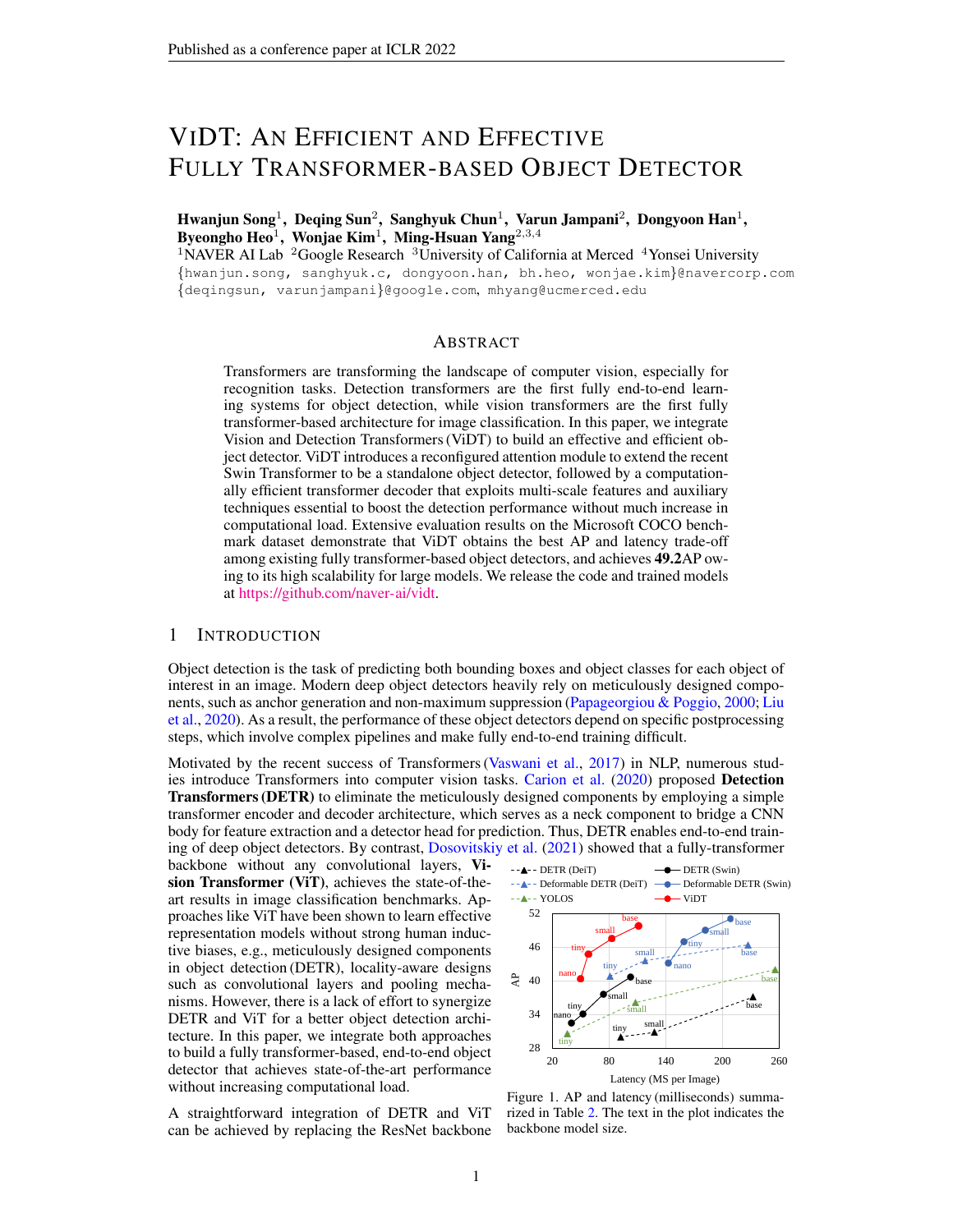# VIDT: AN EFFICIENT AND EFFECTIVE FULLY TRANSFORMER-BASED OBJECT DETECTOR

**Hwanjun Song**[1], **Deqing Sun**[2], **Sanghyuk Chun**[1], **Varun Jampani**[2], **Dongyoon Han**[1], **Byeongho Heo**[1], **Wonjae Kim**[1], **Ming-Hsuan Yang**[2,3,4]

[1]NAVER AI Lab [2]Google Research [3]University of California at Merced [4]Yonsei University

{hwanjun.song, sanghyuk.c, dongyoon.han, bh.heo, wonjae.kim}@navercorp.com
{deqingsun, varunjampani}@google.com, mhyang@ucmerced.edu

## ABSTRACT

Transformers are transforming the landscape of computer vision, especially for recognition tasks. Detection transformers are the first fully end-to-end learning systems for object detection, while vision transformers are the first fully transformer-based architecture for image classification. In this paper, we integrate Vision and Detection Transformers (ViDT) to build an effective and efficient object detector. ViDT introduces a reconfigured attention module to extend the recent Swin Transformer to be a standalone object detector, followed by a computationally efficient transformer decoder that exploits multi-scale features and auxiliary techniques essential to boost the detection performance without much increase in computational load. Extensive evaluation results on the Microsoft COCO benchmark dataset demonstrate that ViDT obtains the best AP and latency trade-off among existing fully transformer-based object detectors, and achieves **49.2**AP owing to its high scalability for large models. We release the code and trained models at https://github.com/naver-ai/vidt.

## 1 INTRODUCTION

Object detection is the task of predicting both bounding boxes and object classes for each object of interest in an image. Modern deep object detectors heavily rely on meticulously designed components, such as anchor generation and non-maximum suppression (Papageorgiou & Poggio, 2000; Liu et al., 2020). As a result, the performance of these object detectors depend on specific postprocessing steps, which involve complex pipelines and make fully end-to-end training difficult.

Motivated by the recent success of Transformers (Vaswani et al., 2017) in NLP, numerous studies introduce Transformers into computer vision tasks. Carion et al. (2020) proposed **Detection Transformers (DETR)** to eliminate the meticulously designed components by employing a simple transformer encoder and decoder architecture, which serves as a neck component to bridge a CNN body for feature extraction and a detector head for prediction. Thus, DETR enables end-to-end training of deep object detectors. By contrast, Dosovitskiy et al. (2021) showed that a fully-transformer backbone without any convolutional layers, **Vision Transformer (ViT)**, achieves the state-of-the-art results in image classification benchmarks. Approaches like ViT have been shown to learn effective representation models without strong human inductive biases, e.g., meticulously designed components in object detection (DETR), locality-aware designs such as convolutional layers and pooling mechanisms. However, there is a lack of effort to synergize DETR and ViT for a better object detection architecture. In this paper, we integrate both approaches to build a fully transformer-based, end-to-end object detector that achieves state-of-the-art performance without increasing computational load.

Figure 1. AP and latency (milliseconds) summarized in Table 2. The text in the plot indicates the backbone model size.

A straightforward integration of DETR and ViT can be achieved by replacing the ResNet backbone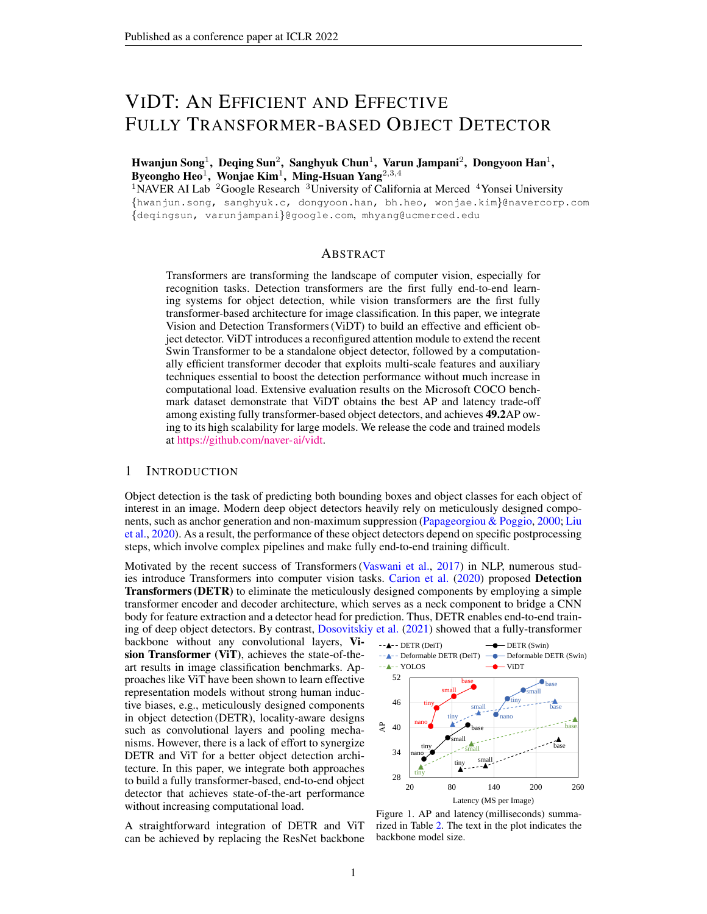# ViDT: An Efficient and Effective Fully Transformer-based Object Detector

**Hwanjun Song**[1], **Deqing Sun**[2], **Sanghyuk Chun**[1], **Varun Jampani**[2], **Dongyoon Han**[1], **Byeongho Heo**[1], **Wonjae Kim**[1], **Ming-Hsuan Yang**[2,3,4]

[1]NAVER AI Lab [2]Google Research [3]University of California at Merced [4]Yonsei University

{hwanjun.song, sanghyuk.c, dongyoon.han, bh.heo, wonjae.kim}@navercorp.com
{deqingsun, varunjampani}@google.com, mhyang@ucmerced.edu

## Abstract

Transformers are transforming the landscape of computer vision, especially for recognition tasks. Detection transformers are the first fully end-to-end learning systems for object detection, while vision transformers are the first fully transformer-based architecture for image classification. In this paper, we integrate Vision and Detection Transformers (ViDT) to build an effective and efficient object detector. ViDT introduces a reconfigured attention module to extend the recent Swin Transformer to be a standalone object detector, followed by a computationally efficient transformer decoder that exploits multi-scale features and auxiliary techniques essential to boost the detection performance without much increase in computational load. Extensive evaluation results on the Microsoft COCO benchmark dataset demonstrate that ViDT obtains the best AP and latency trade-off among existing fully transformer-based object detectors, and achieves **49.2**AP owing to its high scalability for large models. We release the code and trained models at https://github.com/naver-ai/vidt.

## 1 Introduction

Object detection is the task of predicting both bounding boxes and object classes for each object of interest in an image. Modern deep object detectors heavily rely on meticulously designed components, such as anchor generation and non-maximum suppression (Papageorgiou & Poggio, 2000; Liu et al., 2020). As a result, the performance of these object detectors depend on specific postprocessing steps, which involve complex pipelines and make fully end-to-end training difficult.

Motivated by the recent success of Transformers (Vaswani et al., 2017) in NLP, numerous studies introduce Transformers into computer vision tasks. Carion et al. (2020) proposed **Detection Transformers (DETR)** to eliminate the meticulously designed components by employing a simple transformer encoder and decoder architecture, which serves as a neck component to bridge a CNN body for feature extraction and a detector head for prediction. Thus, DETR enables end-to-end training of deep object detectors. By contrast, Dosovitskiy et al. (2021) showed that a fully-transformer backbone without any convolutional layers, **Vision Transformer (ViT)**, achieves the state-of-the-art results in image classification benchmarks. Approaches like ViT have been shown to learn effective representation models without strong human inductive biases, e.g., meticulously designed components in object detection (DETR), locality-aware designs such as convolutional layers and pooling mechanisms. However, there is a lack of effort to synergize DETR and ViT for a better object detection architecture. In this paper, we integrate both approaches to build a fully transformer-based, end-to-end object detector that achieves state-of-the-art performance without increasing computational load.

Figure 1. AP and latency (milliseconds) summarized in Table 2. The text in the plot indicates the backbone model size.

A straightforward integration of DETR and ViT can be achieved by replacing the ResNet backbone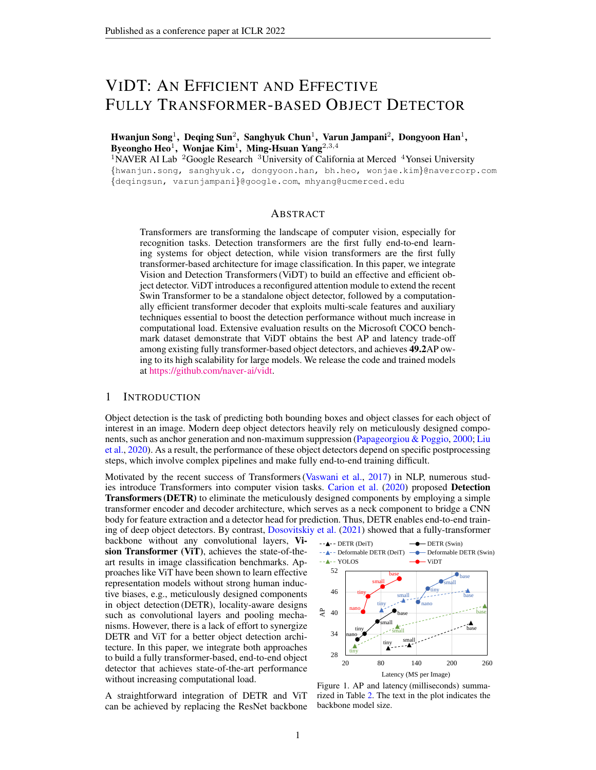Published as a conference paper at ICLR 2022

# ViDT: An Efficient and Effective Fully Transformer-based Object Detector

**Hwanjun Song**[1], **Deqing Sun**[2], **Sanghyuk Chun**[1], **Varun Jampani**[2], **Dongyoon Han**[1], **Byeongho Heo**[1], **Wonjae Kim**[1], **Ming-Hsuan Yang**[2,3,4]

[1]NAVER AI Lab [2]Google Research [3]University of California at Merced [4]Yonsei University

{hwanjun.song, sanghyuk.c, dongyoon.han, bh.heo, wonjae.kim}@navercorp.com
{deqingsun, varunjampani}@google.com, mhyang@ucmerced.edu

## Abstract

Transformers are transforming the landscape of computer vision, especially for recognition tasks. Detection transformers are the first fully end-to-end learning systems for object detection, while vision transformers are the first fully transformer-based architecture for image classification. In this paper, we integrate Vision and Detection Transformers (ViDT) to build an effective and efficient object detector. ViDT introduces a reconfigured attention module to extend the recent Swin Transformer to be a standalone object detector, followed by a computationally efficient transformer decoder that exploits multi-scale features and auxiliary techniques essential to boost the detection performance without much increase in computational load. Extensive evaluation results on the Microsoft COCO benchmark dataset demonstrate that ViDT obtains the best AP and latency trade-off among existing fully transformer-based object detectors, and achieves **49.2**AP owing to its high scalability for large models. We release the code and trained models at https://github.com/naver-ai/vidt.

## 1 Introduction

Object detection is the task of predicting both bounding boxes and object classes for each object of interest in an image. Modern deep object detectors heavily rely on meticulously designed components, such as anchor generation and non-maximum suppression (Papageorgiou & Poggio, 2000; Liu et al., 2020). As a result, the performance of these object detectors depend on specific postprocessing steps, which involve complex pipelines and make fully end-to-end training difficult.

Motivated by the recent success of Transformers (Vaswani et al., 2017) in NLP, numerous studies introduce Transformers into computer vision tasks. Carion et al. (2020) proposed **Detection Transformers (DETR)** to eliminate the meticulously designed components by employing a simple transformer encoder and decoder architecture, which serves as a neck component to bridge a CNN body for feature extraction and a detector head for prediction. Thus, DETR enables end-to-end training of deep object detectors. By contrast, Dosovitskiy et al. (2021) showed that a fully-transformer backbone without any convolutional layers, **Vision Transformer (ViT)**, achieves the state-of-the-art results in image classification benchmarks. Approaches like ViT have been shown to learn effective representation models without strong human inductive biases, e.g., meticulously designed components in object detection (DETR), locality-aware designs such as convolutional layers and pooling mechanisms. However, there is a lack of effort to synergize DETR and ViT for a better object detection architecture. In this paper, we integrate both approaches to build a fully transformer-based, end-to-end object detector that achieves state-of-the-art performance without increasing computational load.

Figure 1. AP and latency (milliseconds) summarized in Table 2. The text in the plot indicates the backbone model size.

A straightforward integration of DETR and ViT can be achieved by replacing the ResNet backbone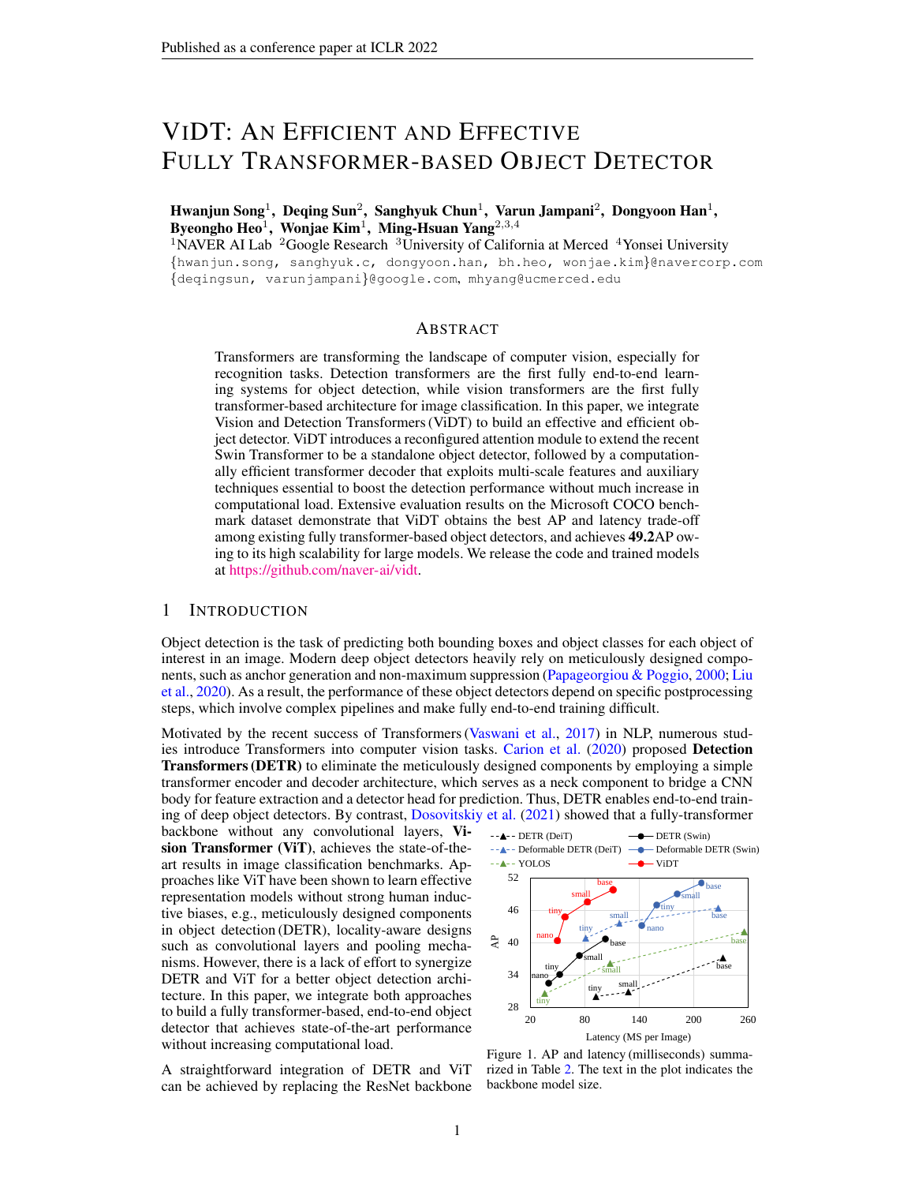# ViDT: An Efficient and Effective Fully Transformer-based Object Detector

**Hwanjun Song**[1], **Deqing Sun**[2], **Sanghyuk Chun**[1], **Varun Jampani**[2], **Dongyoon Han**[1], **Byeongho Heo**[1], **Wonjae Kim**[1], **Ming-Hsuan Yang**[2,3,4]

[1]NAVER AI Lab [2]Google Research [3]University of California at Merced [4]Yonsei University

{hwanjun.song, sanghyuk.c, dongyoon.han, bh.heo, wonjae.kim}@navercorp.com
{deqingsun, varunjampani}@google.com, mhyang@ucmerced.edu

## Abstract

Transformers are transforming the landscape of computer vision, especially for recognition tasks. Detection transformers are the first fully end-to-end learning systems for object detection, while vision transformers are the first fully transformer-based architecture for image classification. In this paper, we integrate Vision and Detection Transformers (ViDT) to build an effective and efficient object detector. ViDT introduces a reconfigured attention module to extend the recent Swin Transformer to be a standalone object detector, followed by a computationally efficient transformer decoder that exploits multi-scale features and auxiliary techniques essential to boost the detection performance without much increase in computational load. Extensive evaluation results on the Microsoft COCO benchmark dataset demonstrate that ViDT obtains the best AP and latency trade-off among existing fully transformer-based object detectors, and achieves **49.2**AP owing to its high scalability for large models. We release the code and trained models at https://github.com/naver-ai/vidt.

## 1 Introduction

Object detection is the task of predicting both bounding boxes and object classes for each object of interest in an image. Modern deep object detectors heavily rely on meticulously designed components, such as anchor generation and non-maximum suppression (Papageorgiou & Poggio, 2000; Liu et al., 2020). As a result, the performance of these object detectors depend on specific postprocessing steps, which involve complex pipelines and make fully end-to-end training difficult.

Motivated by the recent success of Transformers (Vaswani et al., 2017) in NLP, numerous studies introduce Transformers into computer vision tasks. Carion et al. (2020) proposed **Detection Transformers (DETR)** to eliminate the meticulously designed components by employing a simple transformer encoder and decoder architecture, which serves as a neck component to bridge a CNN body for feature extraction and a detector head for prediction. Thus, DETR enables end-to-end training of deep object detectors. By contrast, Dosovitskiy et al. (2021) showed that a fully-transformer backbone without any convolutional layers, **Vision Transformer (ViT)**, achieves the state-of-the-art results in image classification benchmarks. Approaches like ViT have been shown to learn effective representation models without strong human inductive biases, e.g., meticulously designed components in object detection (DETR), locality-aware designs such as convolutional layers and pooling mechanisms. However, there is a lack of effort to synergize DETR and ViT for a better object detection architecture. In this paper, we integrate both approaches to build a fully transformer-based, end-to-end object detector that achieves state-of-the-art performance without increasing computational load.

A straightforward integration of DETR and ViT can be achieved by replacing the ResNet backbone

Figure 1. AP and latency (milliseconds) summarized in Table 2. The text in the plot indicates the backbone model size.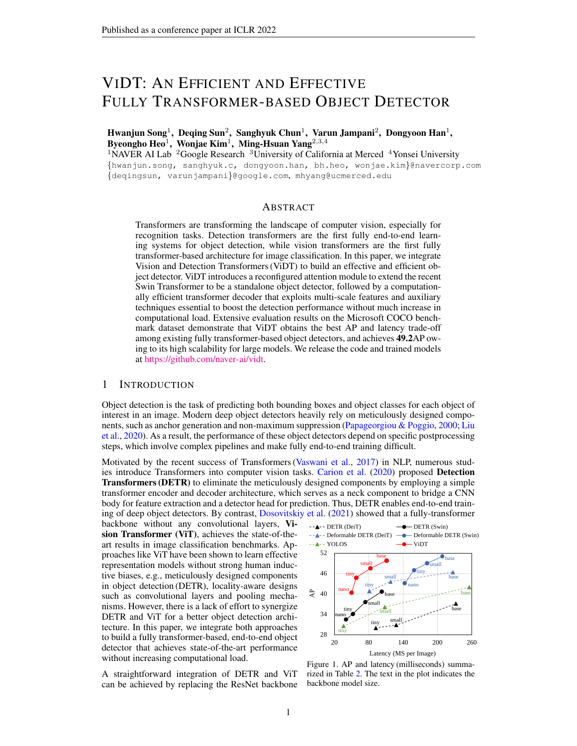# ViDT: An Efficient and Effective Fully Transformer-based Object Detector

**Hwanjun Song**[1], **Deqing Sun**[2], **Sanghyuk Chun**[1], **Varun Jampani**[2], **Dongyoon Han**[1], **Byeongho Heo**[1], **Wonjae Kim**[1], **Ming-Hsuan Yang**[2,3,4]

[1]NAVER AI Lab [2]Google Research [3]University of California at Merced [4]Yonsei University

{hwanjun.song, sanghyuk.c, dongyoon.han, bh.heo, wonjae.kim}@navercorp.com
{deqingsun, varunjampani}@google.com, mhyang@ucmerced.edu

## Abstract

Transformers are transforming the landscape of computer vision, especially for recognition tasks. Detection transformers are the first fully end-to-end learning systems for object detection, while vision transformers are the first fully transformer-based architecture for image classification. In this paper, we integrate Vision and Detection Transformers (ViDT) to build an effective and efficient object detector. ViDT introduces a reconfigured attention module to extend the recent Swin Transformer to be a standalone object detector, followed by a computationally efficient transformer decoder that exploits multi-scale features and auxiliary techniques essential to boost the detection performance without much increase in computational load. Extensive evaluation results on the Microsoft COCO benchmark dataset demonstrate that ViDT obtains the best AP and latency trade-off among existing fully transformer-based object detectors, and achieves **49.2**AP owing to its high scalability for large models. We release the code and trained models at https://github.com/naver-ai/vidt.

## 1 Introduction

Object detection is the task of predicting both bounding boxes and object classes for each object of interest in an image. Modern deep object detectors heavily rely on meticulously designed components, such as anchor generation and non-maximum suppression (Papageorgiou & Poggio, 2000; Liu et al., 2020). As a result, the performance of these object detectors depend on specific postprocessing steps, which involve complex pipelines and make fully end-to-end training difficult.

Motivated by the recent success of Transformers (Vaswani et al., 2017) in NLP, numerous studies introduce Transformers into computer vision tasks. Carion et al. (2020) proposed **Detection Transformers (DETR)** to eliminate the meticulously designed components by employing a simple transformer encoder and decoder architecture, which serves as a neck component to bridge a CNN body for feature extraction and a detector head for prediction. Thus, DETR enables end-to-end training of deep object detectors. By contrast, Dosovitskiy et al. (2021) showed that a fully-transformer backbone without any convolutional layers, **Vision Transformer (ViT)**, achieves the state-of-the-art results in image classification benchmarks. Approaches like ViT have been shown to learn effective representation models without strong human inductive biases, e.g., meticulously designed components in object detection (DETR), locality-aware designs such as convolutional layers and pooling mechanisms. However, there is a lack of effort to synergize DETR and ViT for a better object detection architecture. In this paper, we integrate both approaches to build a fully transformer-based, end-to-end object detector that achieves state-of-the-art performance without increasing computational load.

A straightforward integration of DETR and ViT can be achieved by replacing the ResNet backbone

Figure 1. AP and latency (milliseconds) summarized in Table 2. The text in the plot indicates the backbone model size.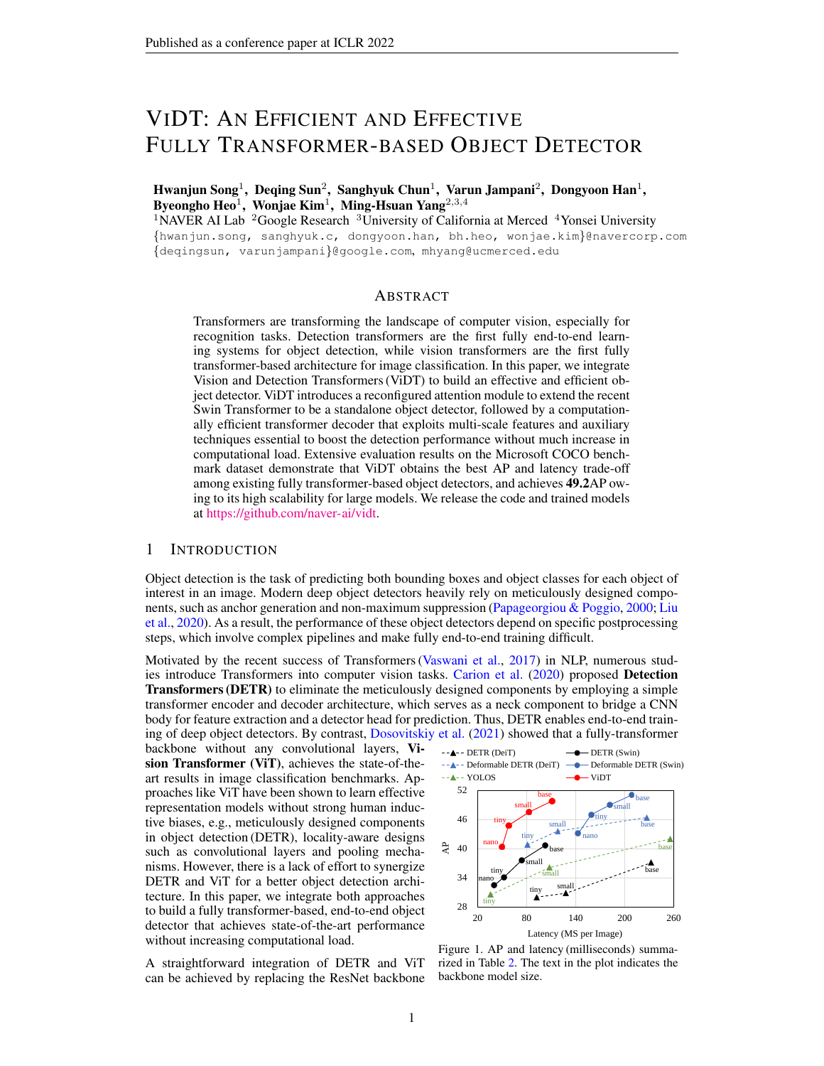# ViDT: An Efficient and Effective Fully Transformer-based Object Detector

**Hwanjun Song**[1], **Deqing Sun**[2], **Sanghyuk Chun**[1], **Varun Jampani**[2], **Dongyoon Han**[1], **Byeongho Heo**[1], **Wonjae Kim**[1], **Ming-Hsuan Yang**[2,3,4]

[1]NAVER AI Lab [2]Google Research [3]University of California at Merced [4]Yonsei University

{hwanjun.song, sanghyuk.c, dongyoon.han, bh.heo, wonjae.kim}@navercorp.com
{deqingsun, varunjampani}@google.com, mhyang@ucmerced.edu

## Abstract

Transformers are transforming the landscape of computer vision, especially for recognition tasks. Detection transformers are the first fully end-to-end learning systems for object detection, while vision transformers are the first fully transformer-based architecture for image classification. In this paper, we integrate Vision and Detection Transformers (ViDT) to build an effective and efficient object detector. ViDT introduces a reconfigured attention module to extend the recent Swin Transformer to be a standalone object detector, followed by a computationally efficient transformer decoder that exploits multi-scale features and auxiliary techniques essential to boost the detection performance without much increase in computational load. Extensive evaluation results on the Microsoft COCO benchmark dataset demonstrate that ViDT obtains the best AP and latency trade-off among existing fully transformer-based object detectors, and achieves **49.2**AP owing to its high scalability for large models. We release the code and trained models at https://github.com/naver-ai/vidt.

## 1 Introduction

Object detection is the task of predicting both bounding boxes and object classes for each object of interest in an image. Modern deep object detectors heavily rely on meticulously designed components, such as anchor generation and non-maximum suppression (Papageorgiou & Poggio, 2000; Liu et al., 2020). As a result, the performance of these object detectors depend on specific postprocessing steps, which involve complex pipelines and make fully end-to-end training difficult.

Motivated by the recent success of Transformers (Vaswani et al., 2017) in NLP, numerous studies introduce Transformers into computer vision tasks. Carion et al. (2020) proposed **Detection Transformers (DETR)** to eliminate the meticulously designed components by employing a simple transformer encoder and decoder architecture, which serves as a neck component to bridge a CNN body for feature extraction and a detector head for prediction. Thus, DETR enables end-to-end training of deep object detectors. By contrast, Dosovitskiy et al. (2021) showed that a fully-transformer backbone without any convolutional layers, **Vision Transformer (ViT)**, achieves the state-of-the-art results in image classification benchmarks. Approaches like ViT have been shown to learn effective representation models without strong human inductive biases, e.g., meticulously designed components in object detection (DETR), locality-aware designs such as convolutional layers and pooling mechanisms. However, there is a lack of effort to synergize DETR and ViT for a better object detection architecture. In this paper, we integrate both approaches to build a fully transformer-based, end-to-end object detector that achieves state-of-the-art performance without increasing computational load.

Figure 1. AP and latency (milliseconds) summarized in Table 2. The text in the plot indicates the backbone model size.

A straightforward integration of DETR and ViT can be achieved by replacing the ResNet backbone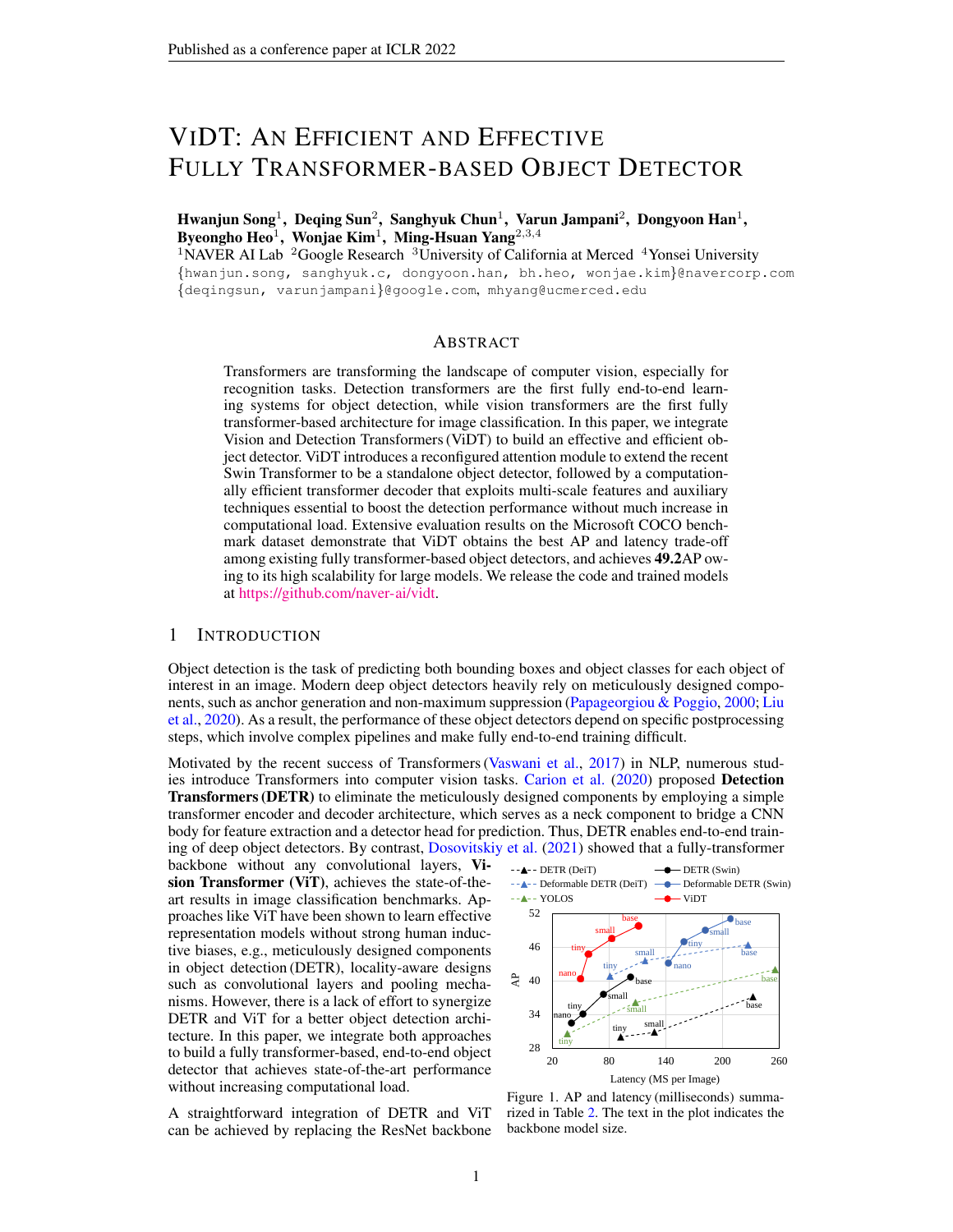# ViDT: An Efficient and Effective Fully Transformer-based Object Detector

**Hwanjun Song**[1], **Deqing Sun**[2], **Sanghyuk Chun**[1], **Varun Jampani**[2], **Dongyoon Han**[1], **Byeongho Heo**[1], **Wonjae Kim**[1], **Ming-Hsuan Yang**[2,3,4]

[1]NAVER AI Lab [2]Google Research [3]University of California at Merced [4]Yonsei University

{hwanjun.song, sanghyuk.c, dongyoon.han, bh.heo, wonjae.kim}@navercorp.com
{deqingsun, varunjampani}@google.com, mhyang@ucmerced.edu

## Abstract

Transformers are transforming the landscape of computer vision, especially for recognition tasks. Detection transformers are the first fully end-to-end learning systems for object detection, while vision transformers are the first fully transformer-based architecture for image classification. In this paper, we integrate Vision and Detection Transformers (ViDT) to build an effective and efficient object detector. ViDT introduces a reconfigured attention module to extend the recent Swin Transformer to be a standalone object detector, followed by a computationally efficient transformer decoder that exploits multi-scale features and auxiliary techniques essential to boost the detection performance without much increase in computational load. Extensive evaluation results on the Microsoft COCO benchmark dataset demonstrate that ViDT obtains the best AP and latency trade-off among existing fully transformer-based object detectors, and achieves **49.2**AP owing to its high scalability for large models. We release the code and trained models at https://github.com/naver-ai/vidt.

## 1 Introduction

Object detection is the task of predicting both bounding boxes and object classes for each object of interest in an image. Modern deep object detectors heavily rely on meticulously designed components, such as anchor generation and non-maximum suppression (Papageorgiou & Poggio, 2000; Liu et al., 2020). As a result, the performance of these object detectors depend on specific postprocessing steps, which involve complex pipelines and make fully end-to-end training difficult.

Motivated by the recent success of Transformers (Vaswani et al., 2017) in NLP, numerous studies introduce Transformers into computer vision tasks. Carion et al. (2020) proposed **Detection Transformers (DETR)** to eliminate the meticulously designed components by employing a simple transformer encoder and decoder architecture, which serves as a neck component to bridge a CNN body for feature extraction and a detector head for prediction. Thus, DETR enables end-to-end training of deep object detectors. By contrast, Dosovitskiy et al. (2021) showed that a fully-transformer backbone without any convolutional layers, **Vision Transformer (ViT)**, achieves the state-of-the-art results in image classification benchmarks. Approaches like ViT have been shown to learn effective representation models without strong human inductive biases, e.g., meticulously designed components in object detection (DETR), locality-aware designs such as convolutional layers and pooling mechanisms. However, there is a lack of effort to synergize DETR and ViT for a better object detection architecture. In this paper, we integrate both approaches to build a fully transformer-based, end-to-end object detector that achieves state-of-the-art performance without increasing computational load.

A straightforward integration of DETR and ViT can be achieved by replacing the ResNet backbone

Figure 1. AP and latency (milliseconds) summarized in Table 2. The text in the plot indicates the backbone model size.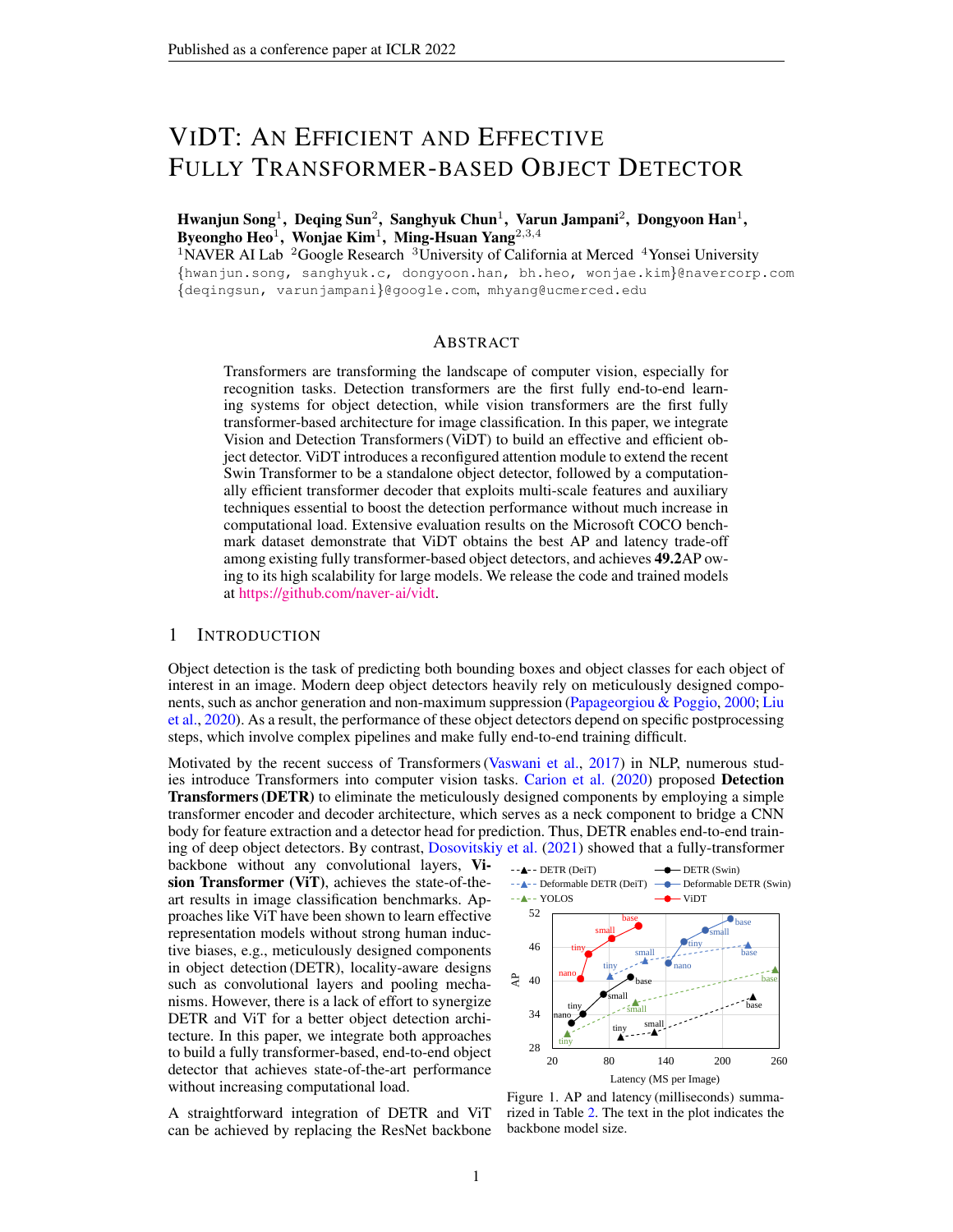# ViDT: An Efficient and Effective Fully Transformer-based Object Detector

**Hwanjun Song**[1], **Deqing Sun**[2], **Sanghyuk Chun**[1], **Varun Jampani**[2], **Dongyoon Han**[1], **Byeongho Heo**[1], **Wonjae Kim**[1], **Ming-Hsuan Yang**[2,3,4]

[1]NAVER AI Lab [2]Google Research [3]University of California at Merced [4]Yonsei University

{hwanjun.song, sanghyuk.c, dongyoon.han, bh.heo, wonjae.kim}@navercorp.com
{deqingsun, varunjampani}@google.com, mhyang@ucmerced.edu

## Abstract

Transformers are transforming the landscape of computer vision, especially for recognition tasks. Detection transformers are the first fully end-to-end learning systems for object detection, while vision transformers are the first fully transformer-based architecture for image classification. In this paper, we integrate Vision and Detection Transformers (ViDT) to build an effective and efficient object detector. ViDT introduces a reconfigured attention module to extend the recent Swin Transformer to be a standalone object detector, followed by a computationally efficient transformer decoder that exploits multi-scale features and auxiliary techniques essential to boost the detection performance without much increase in computational load. Extensive evaluation results on the Microsoft COCO benchmark dataset demonstrate that ViDT obtains the best AP and latency trade-off among existing fully transformer-based object detectors, and achieves **49.2**AP owing to its high scalability for large models. We release the code and trained models at https://github.com/naver-ai/vidt.

## 1 Introduction

Object detection is the task of predicting both bounding boxes and object classes for each object of interest in an image. Modern deep object detectors heavily rely on meticulously designed components, such as anchor generation and non-maximum suppression (Papageorgiou & Poggio, 2000; Liu et al., 2020). As a result, the performance of these object detectors depend on specific postprocessing steps, which involve complex pipelines and make fully end-to-end training difficult.

Motivated by the recent success of Transformers (Vaswani et al., 2017) in NLP, numerous studies introduce Transformers into computer vision tasks. Carion et al. (2020) proposed **Detection Transformers (DETR)** to eliminate the meticulously designed components by employing a simple transformer encoder and decoder architecture, which serves as a neck component to bridge a CNN body for feature extraction and a detector head for prediction. Thus, DETR enables end-to-end training of deep object detectors. By contrast, Dosovitskiy et al. (2021) showed that a fully-transformer backbone without any convolutional layers, **Vision Transformer (ViT)**, achieves the state-of-the-art results in image classification benchmarks. Approaches like ViT have been shown to learn effective representation models without strong human inductive biases, e.g., meticulously designed components in object detection (DETR), locality-aware designs such as convolutional layers and pooling mechanisms. However, there is a lack of effort to synergize DETR and ViT for a better object detection architecture. In this paper, we integrate both approaches to build a fully transformer-based, end-to-end object detector that achieves state-of-the-art performance without increasing computational load.

Figure 1. AP and latency (milliseconds) summarized in Table 2. The text in the plot indicates the backbone model size.

A straightforward integration of DETR and ViT can be achieved by replacing the ResNet backbone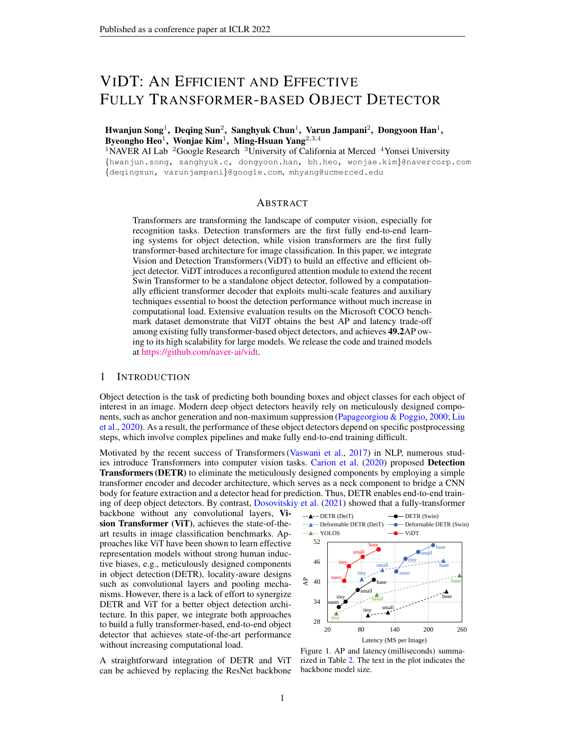# ViDT: An Efficient and Effective Fully Transformer-based Object Detector

**Hwanjun Song**[1], **Deqing Sun**[2], **Sanghyuk Chun**[1], **Varun Jampani**[2], **Dongyoon Han**[1], **Byeongho Heo**[1], **Wonjae Kim**[1], **Ming-Hsuan Yang**[2,3,4]

[1]NAVER AI Lab [2]Google Research [3]University of California at Merced [4]Yonsei University

{hwanjun.song, sanghyuk.c, dongyoon.han, bh.heo, wonjae.kim}@navercorp.com
{deqingsun, varunjampani}@google.com, mhyang@ucmerced.edu

## Abstract

Transformers are transforming the landscape of computer vision, especially for recognition tasks. Detection transformers are the first fully end-to-end learning systems for object detection, while vision transformers are the first fully transformer-based architecture for image classification. In this paper, we integrate Vision and Detection Transformers (ViDT) to build an effective and efficient object detector. ViDT introduces a reconfigured attention module to extend the recent Swin Transformer to be a standalone object detector, followed by a computationally efficient transformer decoder that exploits multi-scale features and auxiliary techniques essential to boost the detection performance without much increase in computational load. Extensive evaluation results on the Microsoft COCO benchmark dataset demonstrate that ViDT obtains the best AP and latency trade-off among existing fully transformer-based object detectors, and achieves **49.2**AP owing to its high scalability for large models. We release the code and trained models at https://github.com/naver-ai/vidt.

## 1 Introduction

Object detection is the task of predicting both bounding boxes and object classes for each object of interest in an image. Modern deep object detectors heavily rely on meticulously designed components, such as anchor generation and non-maximum suppression (Papageorgiou & Poggio, 2000; Liu et al., 2020). As a result, the performance of these object detectors depend on specific postprocessing steps, which involve complex pipelines and make fully end-to-end training difficult.

Motivated by the recent success of Transformers (Vaswani et al., 2017) in NLP, numerous studies introduce Transformers into computer vision tasks. Carion et al. (2020) proposed **Detection Transformers (DETR)** to eliminate the meticulously designed components by employing a simple transformer encoder and decoder architecture, which serves as a neck component to bridge a CNN body for feature extraction and a detector head for prediction. Thus, DETR enables end-to-end training of deep object detectors. By contrast, Dosovitskiy et al. (2021) showed that a fully-transformer backbone without any convolutional layers, **Vision Transformer (ViT)**, achieves the state-of-the-art results in image classification benchmarks. Approaches like ViT have been shown to learn effective representation models without strong human inductive biases, e.g., meticulously designed components in object detection (DETR), locality-aware designs such as convolutional layers and pooling mechanisms. However, there is a lack of effort to synergize DETR and ViT for a better object detection architecture. In this paper, we integrate both approaches to build a fully transformer-based, end-to-end object detector that achieves state-of-the-art performance without increasing computational load.

Figure 1. AP and latency (milliseconds) summarized in Table 2. The text in the plot indicates the backbone model size.

A straightforward integration of DETR and ViT can be achieved by replacing the ResNet backbone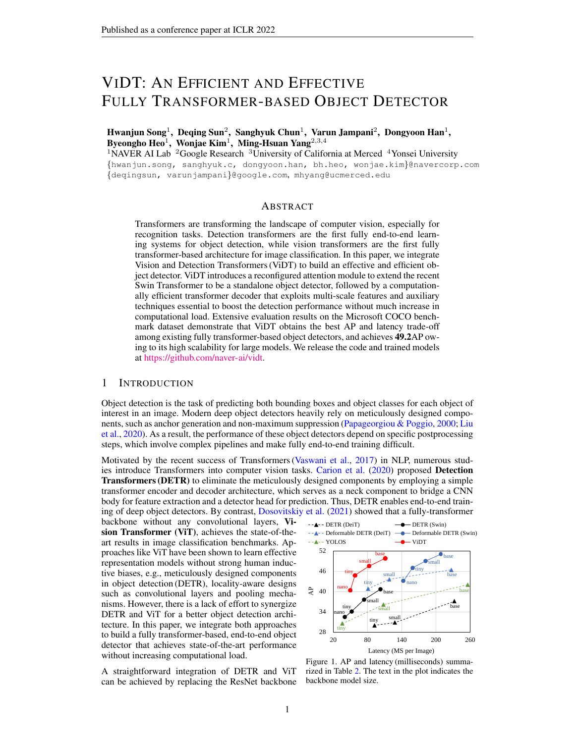# ViDT: An Efficient and Effective Fully Transformer-based Object Detector

**Hwanjun Song**[1], **Deqing Sun**[2], **Sanghyuk Chun**[1], **Varun Jampani**[2], **Dongyoon Han**[1], **Byeongho Heo**[1], **Wonjae Kim**[1], **Ming-Hsuan Yang**[2,3,4]

[1]NAVER AI Lab [2]Google Research [3]University of California at Merced [4]Yonsei University

{hwanjun.song, sanghyuk.c, dongyoon.han, bh.heo, wonjae.kim}@navercorp.com
{deqingsun, varunjampani}@google.com, mhyang@ucmerced.edu

## Abstract

Transformers are transforming the landscape of computer vision, especially for recognition tasks. Detection transformers are the first fully end-to-end learning systems for object detection, while vision transformers are the first fully transformer-based architecture for image classification. In this paper, we integrate Vision and Detection Transformers (ViDT) to build an effective and efficient object detector. ViDT introduces a reconfigured attention module to extend the recent Swin Transformer to be a standalone object detector, followed by a computationally efficient transformer decoder that exploits multi-scale features and auxiliary techniques essential to boost the detection performance without much increase in computational load. Extensive evaluation results on the Microsoft COCO benchmark dataset demonstrate that ViDT obtains the best AP and latency trade-off among existing fully transformer-based object detectors, and achieves **49.2**AP owing to its high scalability for large models. We release the code and trained models at https://github.com/naver-ai/vidt.

## 1 Introduction

Object detection is the task of predicting both bounding boxes and object classes for each object of interest in an image. Modern deep object detectors heavily rely on meticulously designed components, such as anchor generation and non-maximum suppression (Papageorgiou & Poggio, 2000; Liu et al., 2020). As a result, the performance of these object detectors depend on specific postprocessing steps, which involve complex pipelines and make fully end-to-end training difficult.

Motivated by the recent success of Transformers (Vaswani et al., 2017) in NLP, numerous studies introduce Transformers into computer vision tasks. Carion et al. (2020) proposed **Detection Transformers (DETR)** to eliminate the meticulously designed components by employing a simple transformer encoder and decoder architecture, which serves as a neck component to bridge a CNN body for feature extraction and a detector head for prediction. Thus, DETR enables end-to-end training of deep object detectors. By contrast, Dosovitskiy et al. (2021) showed that a fully-transformer backbone without any convolutional layers, **Vision Transformer (ViT)**, achieves the state-of-the-art results in image classification benchmarks. Approaches like ViT have been shown to learn effective representation models without strong human inductive biases, e.g., meticulously designed components in object detection (DETR), locality-aware designs such as convolutional layers and pooling mechanisms. However, there is a lack of effort to synergize DETR and ViT for a better object detection architecture. In this paper, we integrate both approaches to build a fully transformer-based, end-to-end object detector that achieves state-of-the-art performance without increasing computational load.

Figure 1. AP and latency (milliseconds) summarized in Table 2. The text in the plot indicates the backbone model size.

A straightforward integration of DETR and ViT can be achieved by replacing the ResNet backbone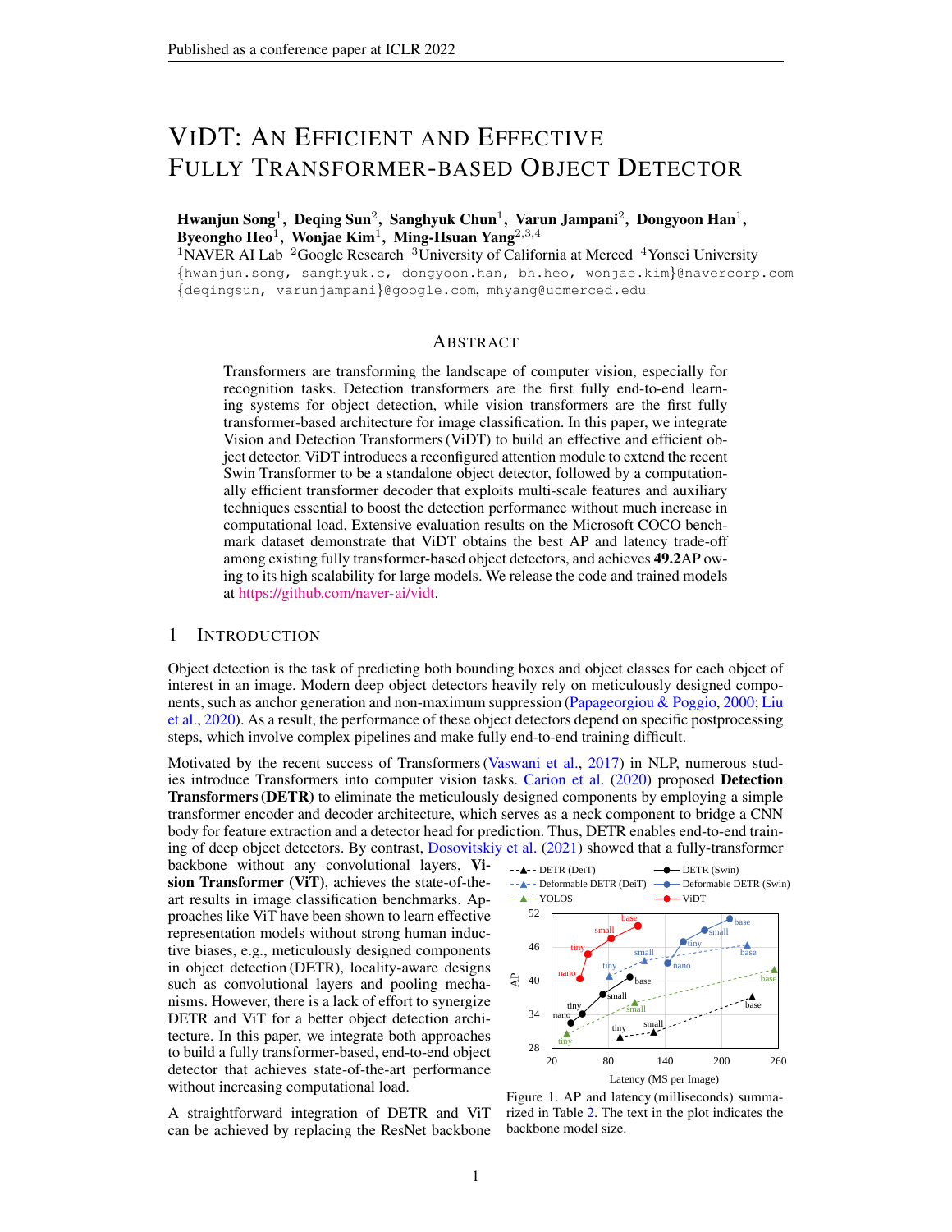# VIDT: AN EFFICIENT AND EFFECTIVE FULLY TRANSFORMER-BASED OBJECT DETECTOR

**Hwanjun Song**[1], **Deqing Sun**[2], **Sanghyuk Chun**[1], **Varun Jampani**[2], **Dongyoon Han**[1], **Byeongho Heo**[1], **Wonjae Kim**[1], **Ming-Hsuan Yang**[2,3,4]

[1]NAVER AI Lab [2]Google Research [3]University of California at Merced [4]Yonsei University

{hwanjun.song, sanghyuk.c, dongyoon.han, bh.heo, wonjae.kim}@navercorp.com
{deqingsun, varunjampani}@google.com, mhyang@ucmerced.edu

## ABSTRACT

Transformers are transforming the landscape of computer vision, especially for recognition tasks. Detection transformers are the first fully end-to-end learning systems for object detection, while vision transformers are the first fully transformer-based architecture for image classification. In this paper, we integrate Vision and Detection Transformers (ViDT) to build an effective and efficient object detector. ViDT introduces a reconfigured attention module to extend the recent Swin Transformer to be a standalone object detector, followed by a computationally efficient transformer decoder that exploits multi-scale features and auxiliary techniques essential to boost the detection performance without much increase in computational load. Extensive evaluation results on the Microsoft COCO benchmark dataset demonstrate that ViDT obtains the best AP and latency trade-off among existing fully transformer-based object detectors, and achieves **49.2**AP owing to its high scalability for large models. We release the code and trained models at https://github.com/naver-ai/vidt.

## 1 INTRODUCTION

Object detection is the task of predicting both bounding boxes and object classes for each object of interest in an image. Modern deep object detectors heavily rely on meticulously designed components, such as anchor generation and non-maximum suppression (Papageorgiou & Poggio, 2000; Liu et al., 2020). As a result, the performance of these object detectors depend on specific postprocessing steps, which involve complex pipelines and make fully end-to-end training difficult.

Motivated by the recent success of Transformers (Vaswani et al., 2017) in NLP, numerous studies introduce Transformers into computer vision tasks. Carion et al. (2020) proposed **Detection Transformers (DETR)** to eliminate the meticulously designed components by employing a simple transformer encoder and decoder architecture, which serves as a neck component to bridge a CNN body for feature extraction and a detector head for prediction. Thus, DETR enables end-to-end training of deep object detectors. By contrast, Dosovitskiy et al. (2021) showed that a fully-transformer backbone without any convolutional layers, **Vision Transformer (ViT)**, achieves the state-of-the-art results in image classification benchmarks. Approaches like ViT have been shown to learn effective representation models without strong human inductive biases, e.g., meticulously designed components in object detection (DETR), locality-aware designs such as convolutional layers and pooling mechanisms. However, there is a lack of effort to synergize DETR and ViT for a better object detection architecture. In this paper, we integrate both approaches to build a fully transformer-based, end-to-end object detector that achieves state-of-the-art performance without increasing computational load.

Figure 1. AP and latency (milliseconds) summarized in Table 2. The text in the plot indicates the backbone model size.

A straightforward integration of DETR and ViT can be achieved by replacing the ResNet backbone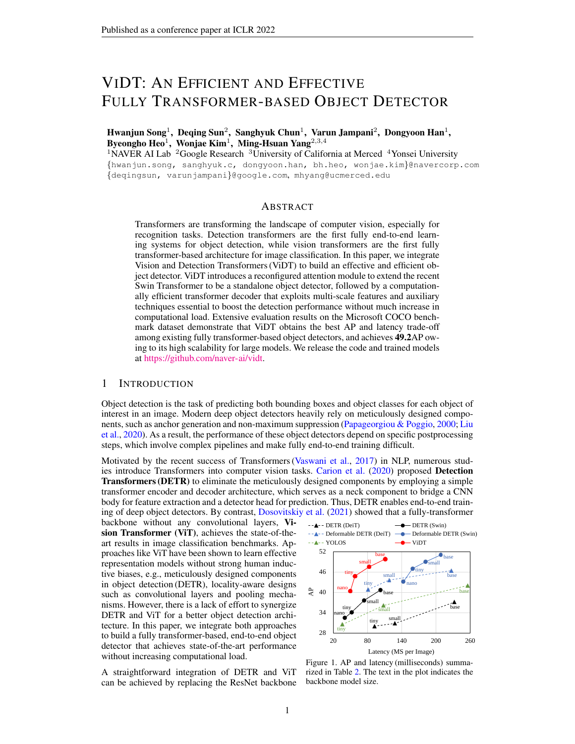# ViDT: An Efficient and Effective Fully Transformer-based Object Detector

**Hwanjun Song**[1], **Deqing Sun**[2], **Sanghyuk Chun**[1], **Varun Jampani**[2], **Dongyoon Han**[1], **Byeongho Heo**[1], **Wonjae Kim**[1], **Ming-Hsuan Yang**[2,3,4]

[1]NAVER AI Lab [2]Google Research [3]University of California at Merced [4]Yonsei University

{hwanjun.song, sanghyuk.c, dongyoon.han, bh.heo, wonjae.kim}@navercorp.com
{deqingsun, varunjampani}@google.com, mhyang@ucmerced.edu

## Abstract

Transformers are transforming the landscape of computer vision, especially for recognition tasks. Detection transformers are the first fully end-to-end learning systems for object detection, while vision transformers are the first fully transformer-based architecture for image classification. In this paper, we integrate Vision and Detection Transformers (ViDT) to build an effective and efficient object detector. ViDT introduces a reconfigured attention module to extend the recent Swin Transformer to be a standalone object detector, followed by a computationally efficient transformer decoder that exploits multi-scale features and auxiliary techniques essential to boost the detection performance without much increase in computational load. Extensive evaluation results on the Microsoft COCO benchmark dataset demonstrate that ViDT obtains the best AP and latency trade-off among existing fully transformer-based object detectors, and achieves **49.2**AP owing to its high scalability for large models. We release the code and trained models at https://github.com/naver-ai/vidt.

## 1 Introduction

Object detection is the task of predicting both bounding boxes and object classes for each object of interest in an image. Modern deep object detectors heavily rely on meticulously designed components, such as anchor generation and non-maximum suppression (Papageorgiou & Poggio, 2000; Liu et al., 2020). As a result, the performance of these object detectors depend on specific postprocessing steps, which involve complex pipelines and make fully end-to-end training difficult.

Motivated by the recent success of Transformers (Vaswani et al., 2017) in NLP, numerous studies introduce Transformers into computer vision tasks. Carion et al. (2020) proposed **Detection Transformers (DETR)** to eliminate the meticulously designed components by employing a simple transformer encoder and decoder architecture, which serves as a neck component to bridge a CNN body for feature extraction and a detector head for prediction. Thus, DETR enables end-to-end training of deep object detectors. By contrast, Dosovitskiy et al. (2021) showed that a fully-transformer backbone without any convolutional layers, **Vision Transformer (ViT)**, achieves the state-of-the-art results in image classification benchmarks. Approaches like ViT have been shown to learn effective representation models without strong human inductive biases, e.g., meticulously designed components in object detection (DETR), locality-aware designs such as convolutional layers and pooling mechanisms. However, there is a lack of effort to synergize DETR and ViT for a better object detection architecture. In this paper, we integrate both approaches to build a fully transformer-based, end-to-end object detector that achieves state-of-the-art performance without increasing computational load.

Figure 1. AP and latency (milliseconds) summarized in Table 2. The text in the plot indicates the backbone model size.

A straightforward integration of DETR and ViT can be achieved by replacing the ResNet backbone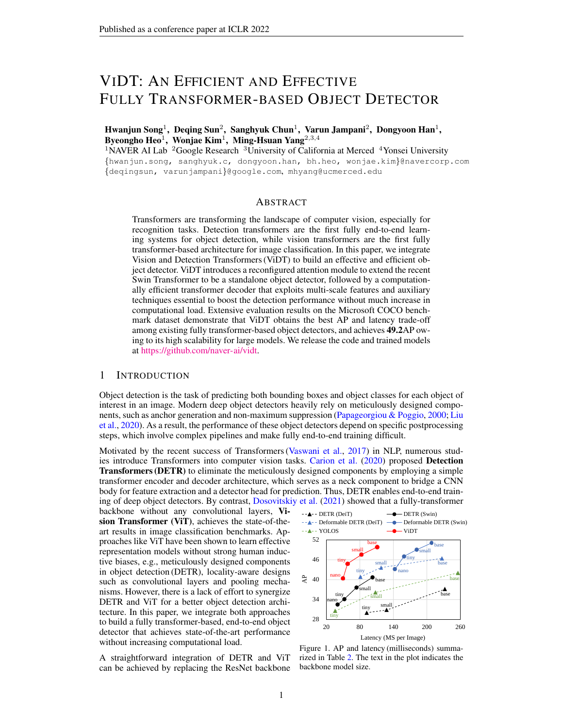# ViDT: An Efficient and Effective Fully Transformer-based Object Detector

**Hwanjun Song**[1], **Deqing Sun**[2], **Sanghyuk Chun**[1], **Varun Jampani**[2], **Dongyoon Han**[1], **Byeongho Heo**[1], **Wonjae Kim**[1], **Ming-Hsuan Yang**[2,3,4]

[1]NAVER AI Lab [2]Google Research [3]University of California at Merced [4]Yonsei University

{hwanjun.song, sanghyuk.c, dongyoon.han, bh.heo, wonjae.kim}@navercorp.com
{deqingsun, varunjampani}@google.com, mhyang@ucmerced.edu

## Abstract

Transformers are transforming the landscape of computer vision, especially for recognition tasks. Detection transformers are the first fully end-to-end learning systems for object detection, while vision transformers are the first fully transformer-based architecture for image classification. In this paper, we integrate Vision and Detection Transformers (ViDT) to build an effective and efficient object detector. ViDT introduces a reconfigured attention module to extend the recent Swin Transformer to be a standalone object detector, followed by a computationally efficient transformer decoder that exploits multi-scale features and auxiliary techniques essential to boost the detection performance without much increase in computational load. Extensive evaluation results on the Microsoft COCO benchmark dataset demonstrate that ViDT obtains the best AP and latency trade-off among existing fully transformer-based object detectors, and achieves **49.2**AP owing to its high scalability for large models. We release the code and trained models at https://github.com/naver-ai/vidt.

## 1 Introduction

Object detection is the task of predicting both bounding boxes and object classes for each object of interest in an image. Modern deep object detectors heavily rely on meticulously designed components, such as anchor generation and non-maximum suppression (Papageorgiou & Poggio, 2000; Liu et al., 2020). As a result, the performance of these object detectors depend on specific postprocessing steps, which involve complex pipelines and make fully end-to-end training difficult.

Motivated by the recent success of Transformers (Vaswani et al., 2017) in NLP, numerous studies introduce Transformers into computer vision tasks. Carion et al. (2020) proposed **Detection Transformers (DETR)** to eliminate the meticulously designed components by employing a simple transformer encoder and decoder architecture, which serves as a neck component to bridge a CNN body for feature extraction and a detector head for prediction. Thus, DETR enables end-to-end training of deep object detectors. By contrast, Dosovitskiy et al. (2021) showed that a fully-transformer backbone without any convolutional layers, **Vision Transformer (ViT)**, achieves the state-of-the-art results in image classification benchmarks. Approaches like ViT have been shown to learn effective representation models without strong human inductive biases, e.g., meticulously designed components in object detection (DETR), locality-aware designs such as convolutional layers and pooling mechanisms. However, there is a lack of effort to synergize DETR and ViT for a better object detection architecture. In this paper, we integrate both approaches to build a fully transformer-based, end-to-end object detector that achieves state-of-the-art performance without increasing computational load.

A straightforward integration of DETR and ViT can be achieved by replacing the ResNet backbone

DETR (DeiT)
Deformable DETR (DeiT)
YOLOS
DETR (Swin)
Deformable DETR (Swin)
ViDT

AP
52
46
40
34
28

Latency (MS per Image)
20 80 140 200 260

nano tiny small base

Figure 1. AP and latency (milliseconds) summarized in Table 2. The text in the plot indicates the backbone model size.